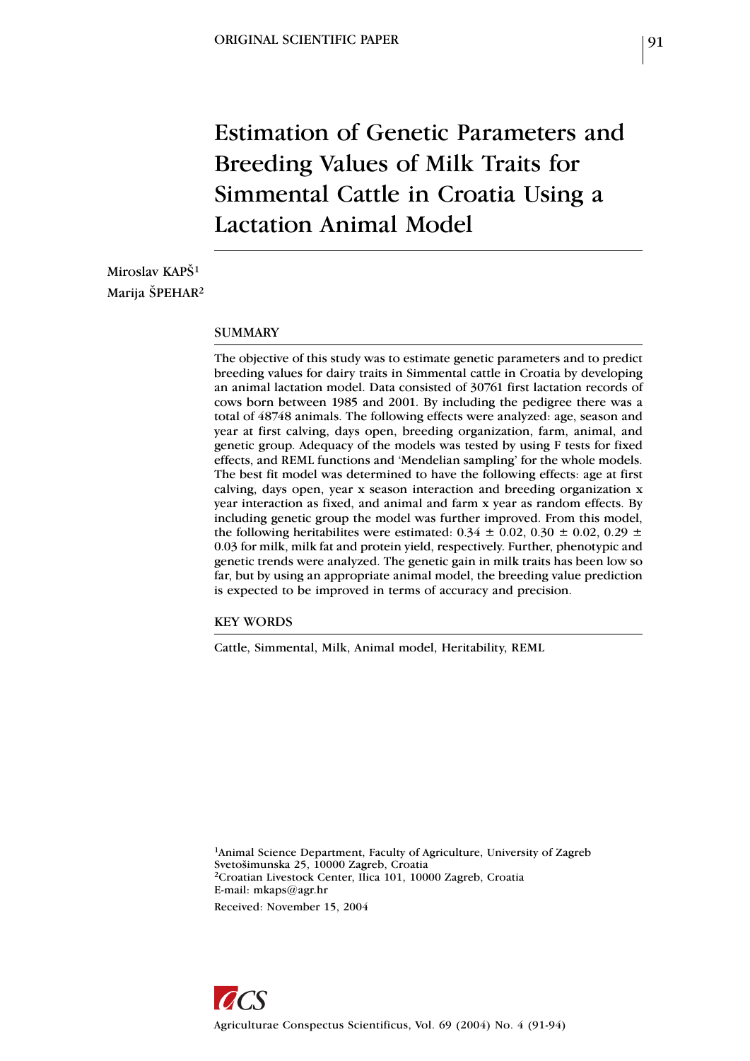ORIGINAL SCIENTIFIC PAPER

# Estimation of Genetic Parameters and Breeding Values of Milk Traits for Simmental Cattle in Croatia Using a Lactation Animal Model

Miroslav KAPŠ[1]
Marija ŠPEHAR[2]

## SUMMARY

The objective of this study was to estimate genetic parameters and to predict breeding values for dairy traits in Simmental cattle in Croatia by developing an animal lactation model. Data consisted of 30761 first lactation records of cows born between 1985 and 2001. By including the pedigree there was a total of 48748 animals. The following effects were analyzed: age, season and year at first calving, days open, breeding organization, farm, animal, and genetic group. Adequacy of the models was tested by using F tests for fixed effects, and REML functions and 'Mendelian sampling' for the whole models. The best fit model was determined to have the following effects: age at first calving, days open, year x season interaction and breeding organization x year interaction as fixed, and animal and farm x year as random effects. By including genetic group the model was further improved. From this model, the following heritabilites were estimated: $0.34 \pm 0.02$, $0.30 \pm 0.02$, $0.29 \pm 0.03$ for milk, milk fat and protein yield, respectively. Further, phenotypic and genetic trends were analyzed. The genetic gain in milk traits has been low so far, but by using an appropriate animal model, the breeding value prediction is expected to be improved in terms of accuracy and precision.

## KEY WORDS

Cattle, Simmental, Milk, Animal model, Heritability, REML

[1]Animal Science Department, Faculty of Agriculture, University of Zagreb
Svetošimunska 25, 10000 Zagreb, Croatia
[2]Croatian Livestock Center, Ilica 101, 10000 Zagreb, Croatia
E-mail: mkaps@agr.hr

Received: November 15, 2004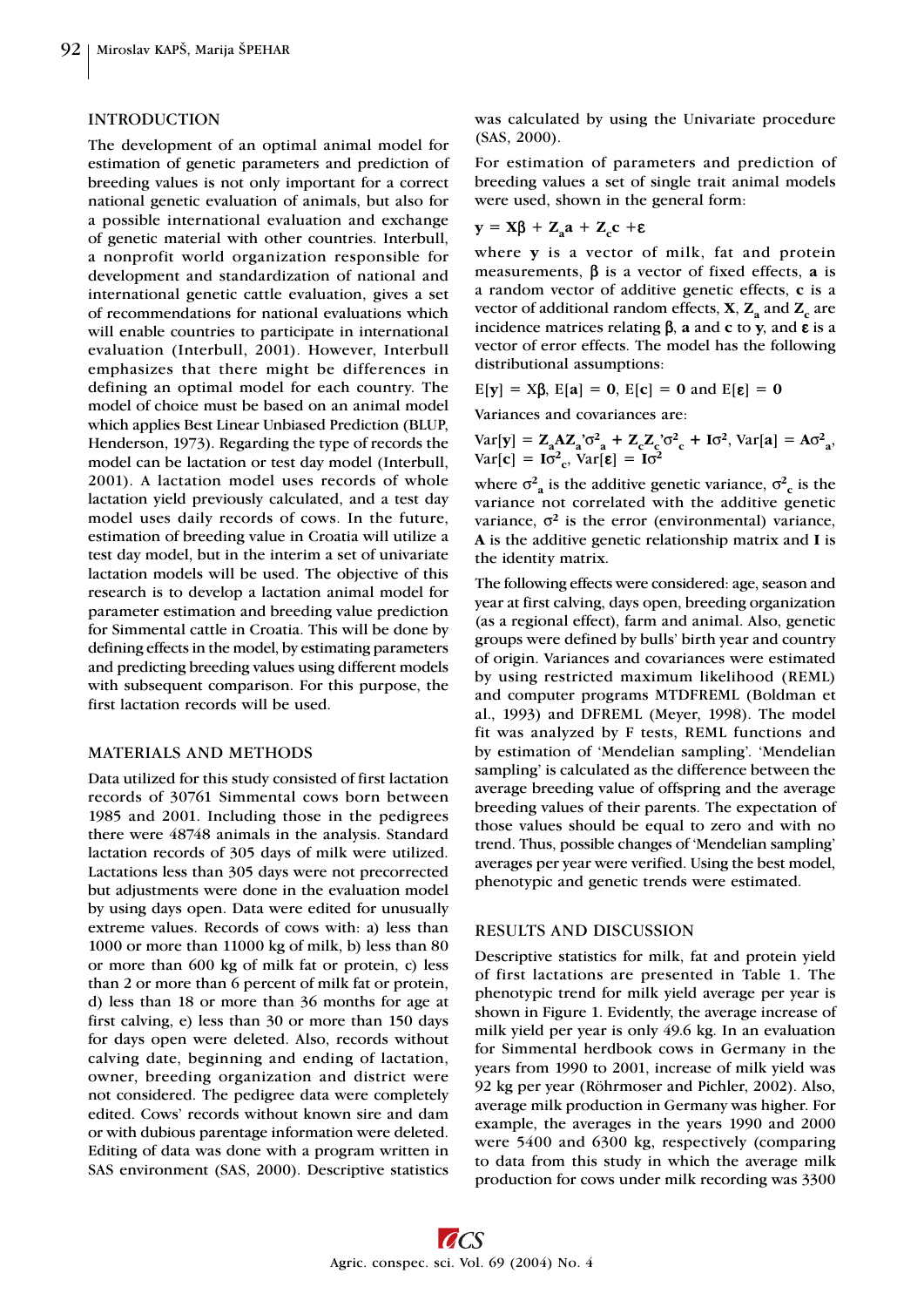## INTRODUCTION

The development of an optimal animal model for estimation of genetic parameters and prediction of breeding values is not only important for a correct national genetic evaluation of animals, but also for a possible international evaluation and exchange of genetic material with other countries. Interbull, a nonprofit world organization responsible for development and standardization of national and international genetic cattle evaluation, gives a set of recommendations for national evaluations which will enable countries to participate in international evaluation (Interbull, 2001). However, Interbull emphasizes that there might be differences in defining an optimal model for each country. The model of choice must be based on an animal model which applies Best Linear Unbiased Prediction (BLUP, Henderson, 1973). Regarding the type of records the model can be lactation or test day model (Interbull, 2001). A lactation model uses records of whole lactation yield previously calculated, and a test day model uses daily records of cows. In the future, estimation of breeding value in Croatia will utilize a test day model, but in the interim a set of univariate lactation models will be used. The objective of this research is to develop a lactation animal model for parameter estimation and breeding value prediction for Simmental cattle in Croatia. This will be done by defining effects in the model, by estimating parameters and predicting breeding values using different models with subsequent comparison. For this purpose, the first lactation records will be used.

## MATERIALS AND METHODS

Data utilized for this study consisted of first lactation records of 30761 Simmental cows born between 1985 and 2001. Including those in the pedigrees there were 48748 animals in the analysis. Standard lactation records of 305 days of milk were utilized. Lactations less than 305 days were not precorrected but adjustments were done in the evaluation model by using days open. Data were edited for unusually extreme values. Records of cows with: a) less than 1000 or more than 11000 kg of milk, b) less than 80 or more than 600 kg of milk fat or protein, c) less than 2 or more than 6 percent of milk fat or protein, d) less than 18 or more than 36 months for age at first calving, e) less than 30 or more than 150 days for days open were deleted. Also, records without calving date, beginning and ending of lactation, owner, breeding organization and district were not considered. The pedigree data were completely edited. Cows' records without known sire and dam or with dubious parentage information were deleted. Editing of data was done with a program written in SAS environment (SAS, 2000). Descriptive statistics was calculated by using the Univariate procedure (SAS, 2000).

For estimation of parameters and prediction of breeding values a set of single trait animal models were used, shown in the general form:

$$\mathbf{y} = \mathbf{X}\boldsymbol{\beta} + \mathbf{Z_a a} + \mathbf{Z_c c} + \boldsymbol{\varepsilon}$$

where $\mathbf{y}$ is a vector of milk, fat and protein measurements, $\boldsymbol{\beta}$ is a vector of fixed effects, $\mathbf{a}$ is a random vector of additive genetic effects, $\mathbf{c}$ is a vector of additional random effects, $\mathbf{X}$, $\mathbf{Z_a}$ and $\mathbf{Z_c}$ are incidence matrices relating $\boldsymbol{\beta}$, $\mathbf{a}$ and $\mathbf{c}$ to $\mathbf{y}$, and $\boldsymbol{\varepsilon}$ is a vector of error effects. The model has the following distributional assumptions:

$$\mathrm{E}[\mathbf{y}] = \mathbf{X}\boldsymbol{\beta},\ \mathrm{E}[\mathbf{a}] = \mathbf{0},\ \mathrm{E}[\mathbf{c}] = \mathbf{0} \text{ and } \mathrm{E}[\boldsymbol{\varepsilon}] = \mathbf{0}$$

Variances and covariances are:

$$\mathrm{Var}[\mathbf{y}] = \mathbf{Z_a A Z_a}'\sigma^2_{\mathbf{a}} + \mathbf{Z_c Z_c}'\sigma^2_{\mathbf{c}} + \mathbf{I}\sigma^2,\ \mathrm{Var}[\mathbf{a}] = \mathbf{A}\sigma^2_{\mathbf{a}},\ \mathrm{Var}[\mathbf{c}] = \mathbf{I}\sigma^2_{\mathbf{c}},\ \mathrm{Var}[\boldsymbol{\varepsilon}] = \mathbf{I}\sigma^2$$

where $\sigma^2_{\mathbf{a}}$ is the additive genetic variance, $\sigma^2_{\mathbf{c}}$ is the variance not correlated with the additive genetic variance, $\sigma^2$ is the error (environmental) variance, $\mathbf{A}$ is the additive genetic relationship matrix and $\mathbf{I}$ is the identity matrix.

The following effects were considered: age, season and year at first calving, days open, breeding organization (as a regional effect), farm and animal. Also, genetic groups were defined by bulls' birth year and country of origin. Variances and covariances were estimated by using restricted maximum likelihood (REML) and computer programs MTDFREML (Boldman et al., 1993) and DFREML (Meyer, 1998). The model fit was analyzed by F tests, REML functions and by estimation of 'Mendelian sampling'. 'Mendelian sampling' is calculated as the difference between the average breeding value of offspring and the average breeding values of their parents. The expectation of those values should be equal to zero and with no trend. Thus, possible changes of 'Mendelian sampling' averages per year were verified. Using the best model, phenotypic and genetic trends were estimated.

## RESULTS AND DISCUSSION

Descriptive statistics for milk, fat and protein yield of first lactations are presented in Table 1. The phenotypic trend for milk yield average per year is shown in Figure 1. Evidently, the average increase of milk yield per year is only 49.6 kg. In an evaluation for Simmental herdbook cows in Germany in the years from 1990 to 2001, increase of milk yield was 92 kg per year (Röhrmoser and Pichler, 2002). Also, average milk production in Germany was higher. For example, the averages in the years 1990 and 2000 were 5400 and 6300 kg, respectively (comparing to data from this study in which the average milk production for cows under milk recording was 3300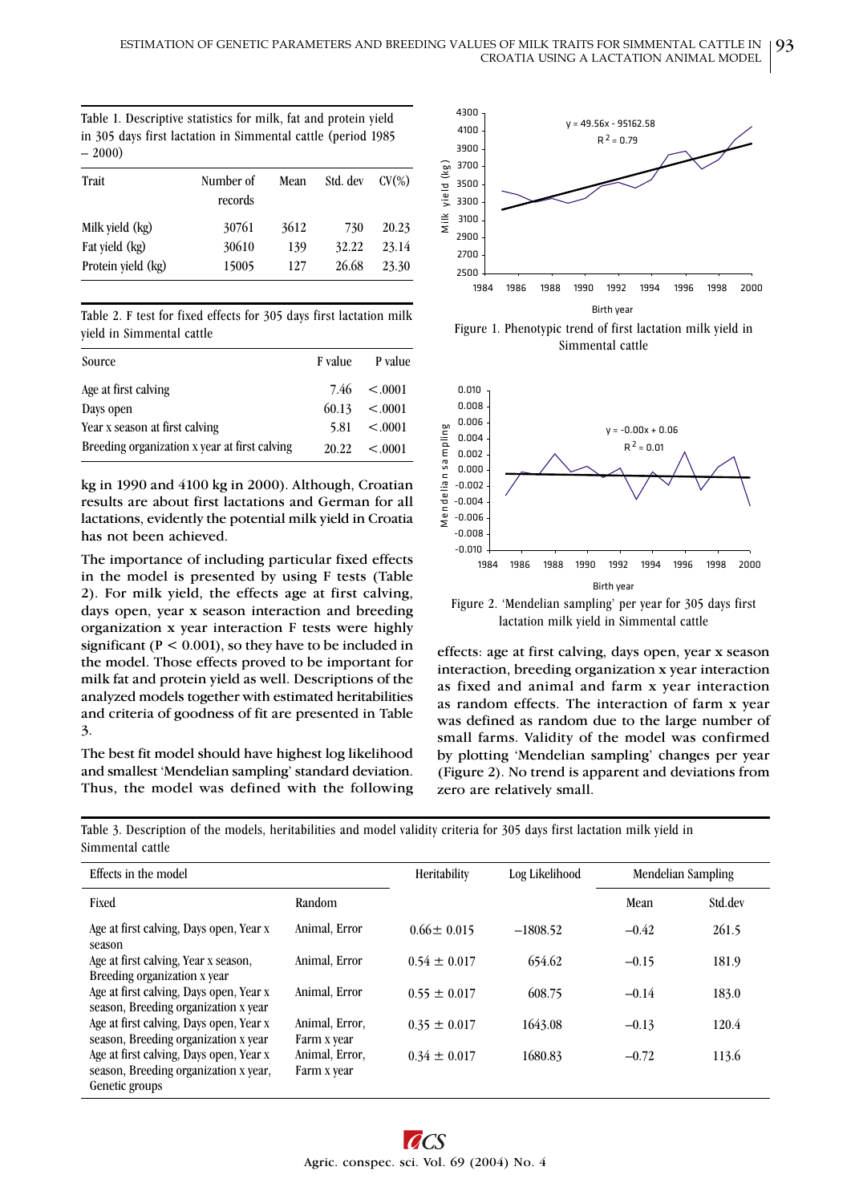Table 1. Descriptive statistics for milk, fat and protein yield in 305 days first lactation in Simmental cattle (period 1985 – 2000)

| Trait | Number of records | Mean | Std. dev | CV(%) |
|---|---|---|---|---|
| Milk yield (kg) | 30761 | 3612 | 730 | 20.23 |
| Fat yield (kg) | 30610 | 139 | 32.22 | 23.14 |
| Protein yield (kg) | 15005 | 127 | 26.68 | 23.30 |

Table 2. F test for fixed effects for 305 days first lactation milk yield in Simmental cattle

| Source | F value | P value |
|---|---|---|
| Age at first calving | 7.46 | <.0001 |
| Days open | 60.13 | <.0001 |
| Year x season at first calving | 5.81 | <.0001 |
| Breeding organization x year at first calving | 20.22 | <.0001 |

kg in 1990 and 4100 kg in 2000). Although, Croatian results are about first lactations and German for all lactations, evidently the potential milk yield in Croatia has not been achieved.

The importance of including particular fixed effects in the model is presented by using F tests (Table 2). For milk yield, the effects age at first calving, days open, year x season interaction and breeding organization x year interaction F tests were highly significant ($P < 0.001$), so they have to be included in the model. Those effects proved to be important for milk fat and protein yield as well. Descriptions of the analyzed models together with estimated heritabilities and criteria of goodness of fit are presented in Table 3.

The best fit model should have highest log likelihood and smallest 'Mendelian sampling' standard deviation. Thus, the model was defined with the following effects: age at first calving, days open, year x season interaction, breeding organization x year interaction as fixed and animal and farm x year interaction as random effects. The interaction of farm x year was defined as random due to the large number of small farms. Validity of the model was confirmed by plotting 'Mendelian sampling' changes per year (Figure 2). No trend is apparent and deviations from zero are relatively small.

Figure 1. Phenotypic trend of first lactation milk yield in Simmental cattle

Figure 2. 'Mendelian sampling' per year for 305 days first lactation milk yield in Simmental cattle

Table 3. Description of the models, heritabilities and model validity criteria for 305 days first lactation milk yield in Simmental cattle

| Effects in the model | | Heritability | Log Likelihood | Mendelian Sampling | |
|---|---|---|---|---|---|
| Fixed | Random | | | Mean | Std.dev |
| Age at first calving, Days open, Year x season | Animal, Error | 0.66± 0.015 | −1808.52 | −0.42 | 261.5 |
| Age at first calving, Year x season, Breeding organization x year | Animal, Error | 0.54 ± 0.017 | 654.62 | −0.15 | 181.9 |
| Age at first calving, Days open, Year x season, Breeding organization x year | Animal, Error | 0.55 ± 0.017 | 608.75 | −0.14 | 183.0 |
| Age at first calving, Days open, Year x season, Breeding organization x year | Animal, Error, Farm x year | 0.35 ± 0.017 | 1643.08 | −0.13 | 120.4 |
| Age at first calving, Days open, Year x season, Breeding organization x year, Genetic groups | Animal, Error, Farm x year | 0.34 ± 0.017 | 1680.83 | −0.72 | 113.6 |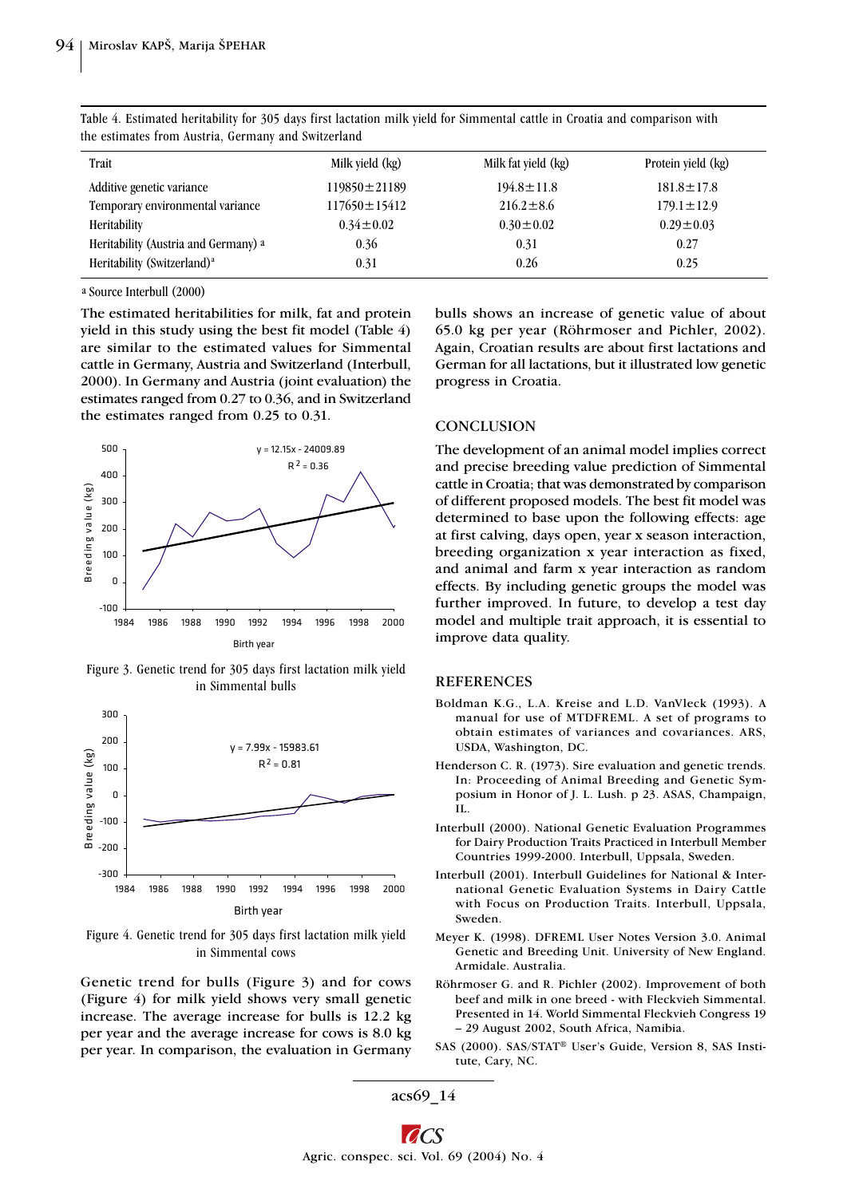Table 4. Estimated heritability for 305 days first lactation milk yield for Simmental cattle in Croatia and comparison with the estimates from Austria, Germany and Switzerland

| Trait | Milk yield (kg) | Milk fat yield (kg) | Protein yield (kg) |
|---|---|---|---|
| Additive genetic variance | 119850±21189 | 194.8±11.8 | 181.8±17.8 |
| Temporary environmental variance | 117650±15412 | 216.2±8.6 | 179.1±12.9 |
| Heritability | 0.34±0.02 | 0.30±0.02 | 0.29±0.03 |
| Heritability (Austria and Germany) [a] | 0.36 | 0.31 | 0.27 |
| Heritability (Switzerland)[a] | 0.31 | 0.26 | 0.25 |

[a] Source Interbull (2000)

The estimated heritabilities for milk, fat and protein yield in this study using the best fit model (Table 4) are similar to the estimated values for Simmental cattle in Germany, Austria and Switzerland (Interbull, 2000). In Germany and Austria (joint evaluation) the estimates ranged from 0.27 to 0.36, and in Switzerland the estimates ranged from 0.25 to 0.31.

y = 12.15x - 24009.89
$R^2$ = 0.36
Breeding value (kg)
Birth year

Figure 3. Genetic trend for 305 days first lactation milk yield in Simmental bulls

y = 7.99x - 15983.61
$R^2$ = 0.81
Breeding value (kg)
Birth year

Figure 4. Genetic trend for 305 days first lactation milk yield in Simmental cows

Genetic trend for bulls (Figure 3) and for cows (Figure 4) for milk yield shows very small genetic increase. The average increase for bulls is 12.2 kg per year and the average increase for cows is 8.0 kg per year. In comparison, the evaluation in Germany bulls shows an increase of genetic value of about 65.0 kg per year (Röhrmoser and Pichler, 2002). Again, Croatian results are about first lactations and German for all lactations, but it illustrated low genetic progress in Croatia.

## CONCLUSION

The development of an animal model implies correct and precise breeding value prediction of Simmental cattle in Croatia; that was demonstrated by comparison of different proposed models. The best fit model was determined to base upon the following effects: age at first calving, days open, year x season interaction, breeding organization x year interaction as fixed, and animal and farm x year interaction as random effects. By including genetic groups the model was further improved. In future, to develop a test day model and multiple trait approach, it is essential to improve data quality.

## REFERENCES

Boldman K.G., L.A. Kreise and L.D. VanVleck (1993). A manual for use of MTDFREML. A set of programs to obtain estimates of variances and covariances. ARS, USDA, Washington, DC.

Henderson C. R. (1973). Sire evaluation and genetic trends. In: Proceeding of Animal Breeding and Genetic Symposium in Honor of J. L. Lush. p 23. ASAS, Champaign, IL.

Interbull (2000). National Genetic Evaluation Programmes for Dairy Production Traits Practiced in Interbull Member Countries 1999-2000. Interbull, Uppsala, Sweden.

Interbull (2001). Interbull Guidelines for National & International Genetic Evaluation Systems in Dairy Cattle with Focus on Production Traits. Interbull, Uppsala, Sweden.

Meyer K. (1998). DFREML User Notes Version 3.0. Animal Genetic and Breeding Unit. University of New England. Armidale. Australia.

Röhrmoser G. and R. Pichler (2002). Improvement of both beef and milk in one breed - with Fleckvieh Simmental. Presented in 14. World Simmental Fleckvieh Congress 19 – 29 August 2002, South Africa, Namibia.

SAS (2000). SAS/STAT® User's Guide, Version 8, SAS Institute, Cary, NC.